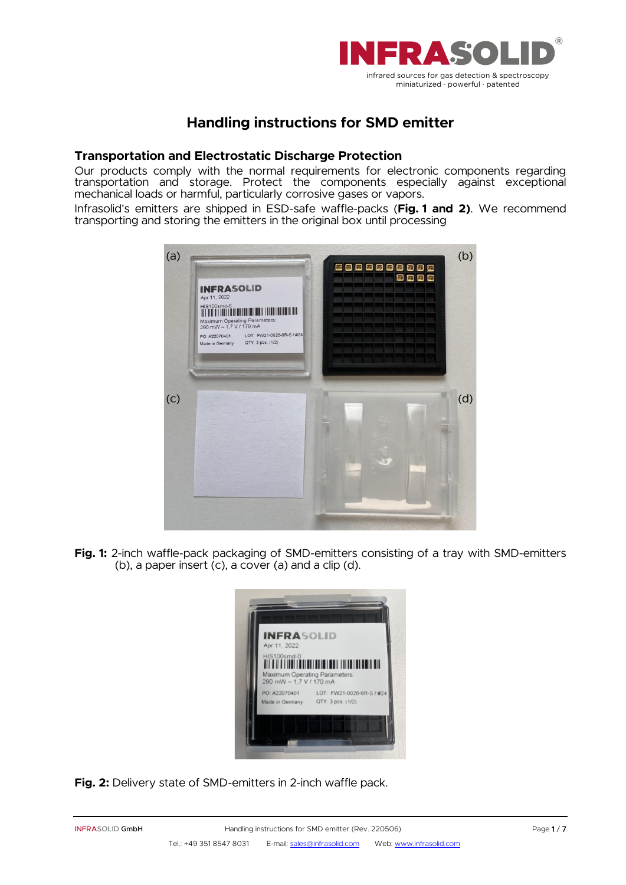# Handling instructions for SMD emitter

## Transportation and Electrostatic Discharge Protection

Our products comply with the normal requirements for electronic components regarding transportation and storage. Protect the components especially against exceptional mechanical loads or harmful, particularly corrosive gases or vapors.

Infrasolid's emitters are shipped in ESD-safe waffle-packs (**Fig. 1 and 2**). We recommend transporting and storing the emitters in the original box until processing

**Fig. 1:** 2-inch waffle-pack packaging of SMD-emitters consisting of a tray with SMD-emitters (b), a paper insert (c), a cover (a) and a clip (d).

**Fig. 2:** Delivery state of SMD-emitters in 2-inch waffle pack.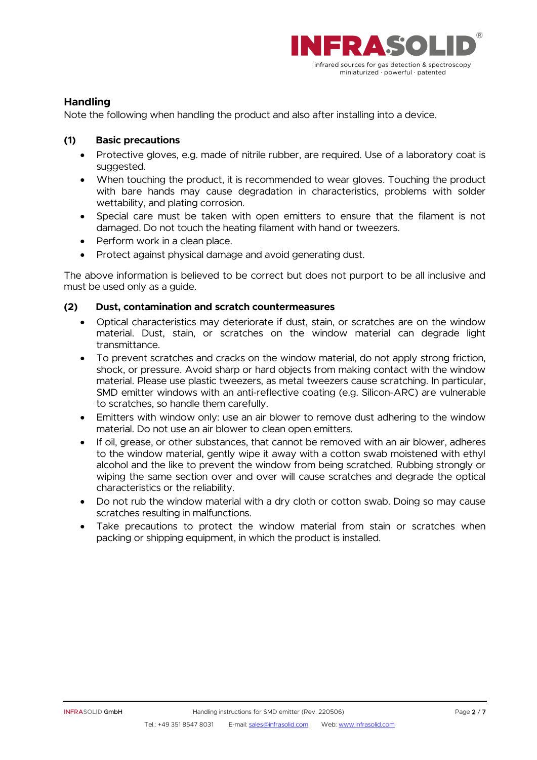## Handling

Note the following when handling the product and also after installing into a device.

### (1) Basic precautions

- Protective gloves, e.g. made of nitrile rubber, are required. Use of a laboratory coat is suggested.
- When touching the product, it is recommended to wear gloves. Touching the product with bare hands may cause degradation in characteristics, problems with solder wettability, and plating corrosion.
- Special care must be taken with open emitters to ensure that the filament is not damaged. Do not touch the heating filament with hand or tweezers.
- Perform work in a clean place.
- Protect against physical damage and avoid generating dust.

The above information is believed to be correct but does not purport to be all inclusive and must be used only as a guide.

### (2) Dust, contamination and scratch countermeasures

- Optical characteristics may deteriorate if dust, stain, or scratches are on the window material. Dust, stain, or scratches on the window material can degrade light transmittance.
- To prevent scratches and cracks on the window material, do not apply strong friction, shock, or pressure. Avoid sharp or hard objects from making contact with the window material. Please use plastic tweezers, as metal tweezers cause scratching. In particular, SMD emitter windows with an anti-reflective coating (e.g. Silicon-ARC) are vulnerable to scratches, so handle them carefully.
- Emitters with window only: use an air blower to remove dust adhering to the window material. Do not use an air blower to clean open emitters.
- If oil, grease, or other substances, that cannot be removed with an air blower, adheres to the window material, gently wipe it away with a cotton swab moistened with ethyl alcohol and the like to prevent the window from being scratched. Rubbing strongly or wiping the same section over and over will cause scratches and degrade the optical characteristics or the reliability.
- Do not rub the window material with a dry cloth or cotton swab. Doing so may cause scratches resulting in malfunctions.
- Take precautions to protect the window material from stain or scratches when packing or shipping equipment, in which the product is installed.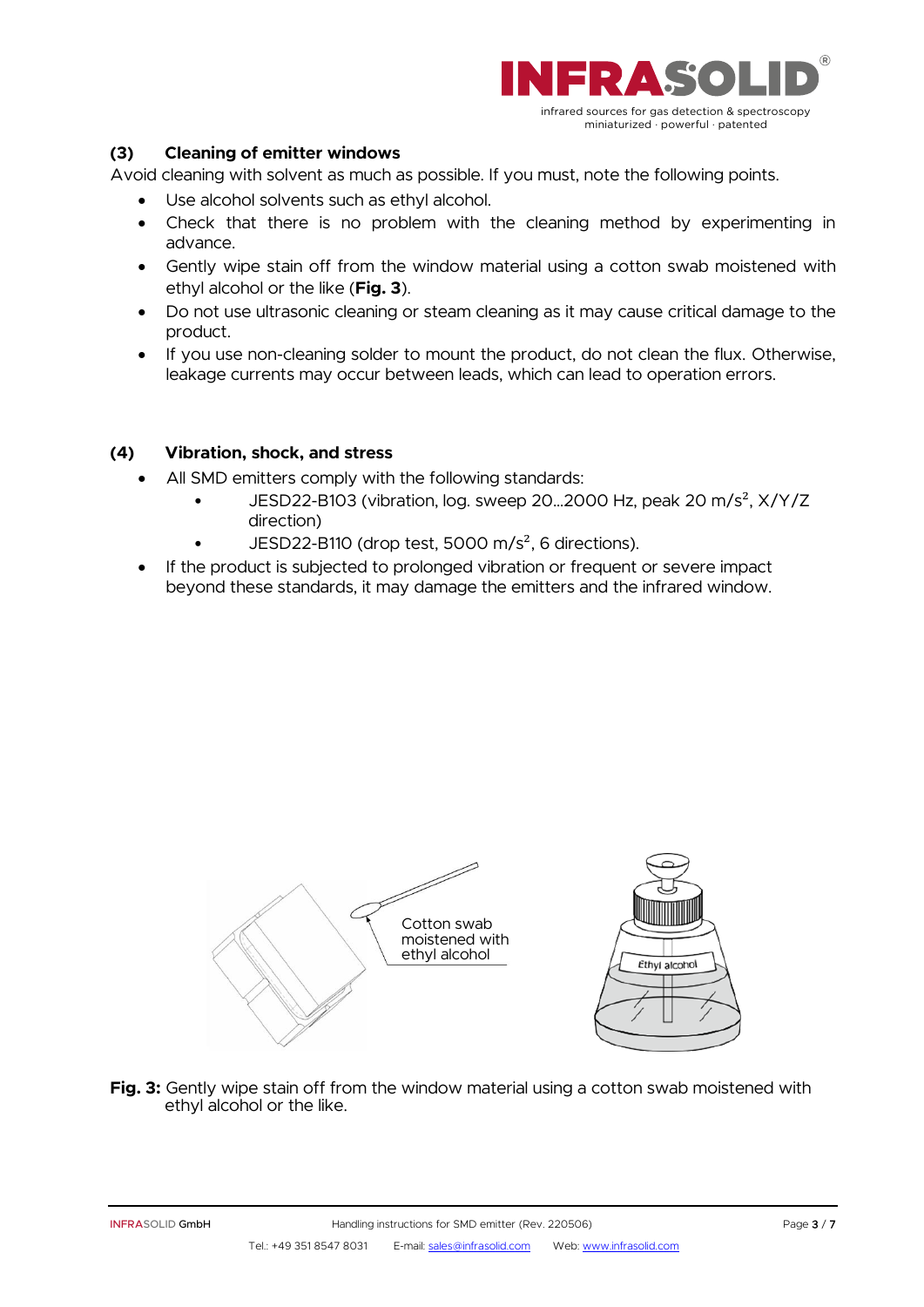### (3) Cleaning of emitter windows

Avoid cleaning with solvent as much as possible. If you must, note the following points.

- Use alcohol solvents such as ethyl alcohol.
- Check that there is no problem with the cleaning method by experimenting in advance.
- Gently wipe stain off from the window material using a cotton swab moistened with ethyl alcohol or the like (**Fig. 3**).
- Do not use ultrasonic cleaning or steam cleaning as it may cause critical damage to the product.
- If you use non-cleaning solder to mount the product, do not clean the flux. Otherwise, leakage currents may occur between leads, which can lead to operation errors.

### (4) Vibration, shock, and stress

- All SMD emitters comply with the following standards:
  - JESD22-B103 (vibration, log. sweep 20...2000 Hz, peak 20 $m/s^2$, X/Y/Z direction)
  - JESD22-B110 (drop test, 5000 $m/s^2$, 6 directions).
- If the product is subjected to prolonged vibration or frequent or severe impact beyond these standards, it may damage the emitters and the infrared window.

**Fig. 3:** Gently wipe stain off from the window material using a cotton swab moistened with ethyl alcohol or the like.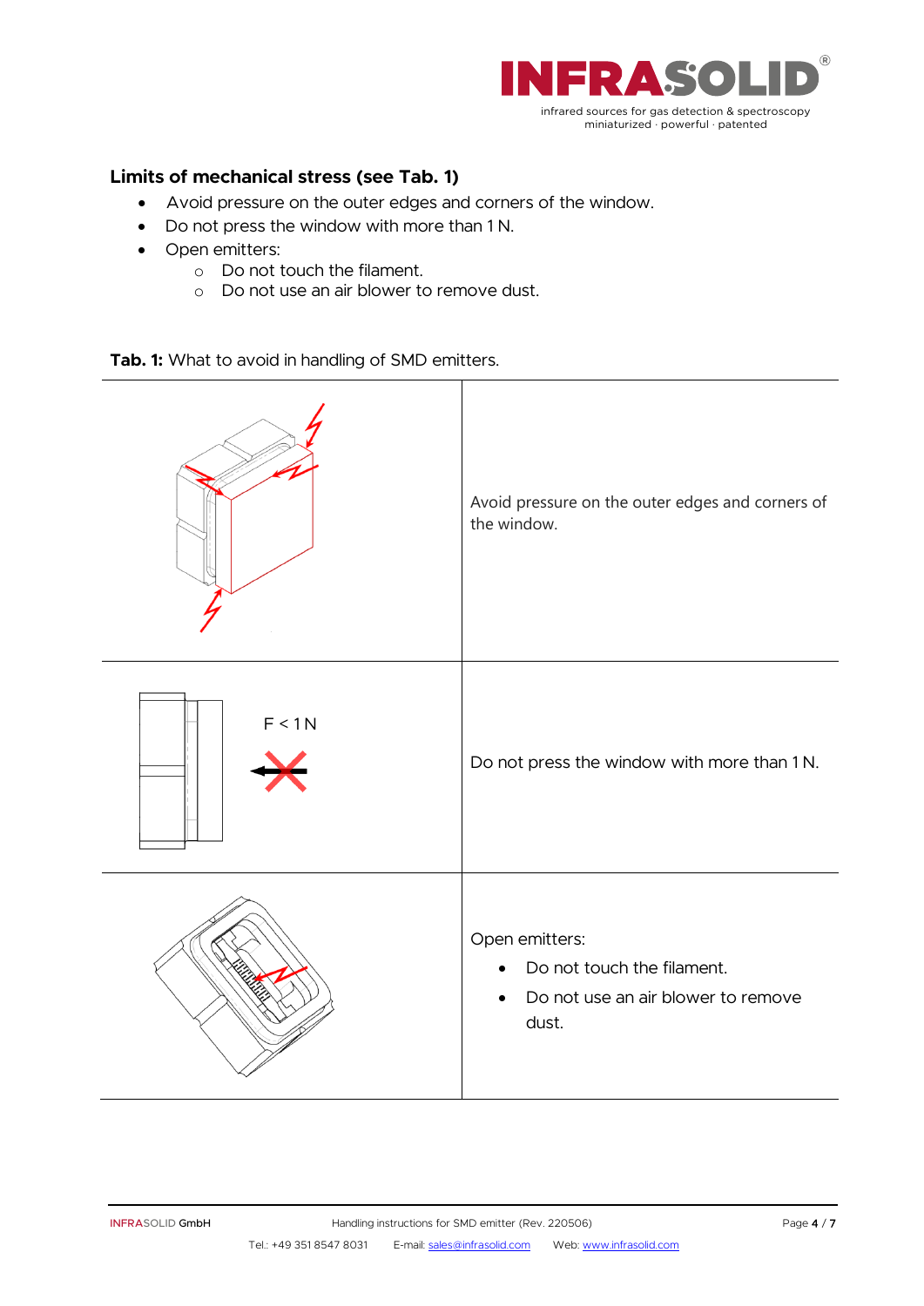### Limits of mechanical stress (see Tab. 1)

- Avoid pressure on the outer edges and corners of the window.
- Do not press the window with more than 1 N.
- Open emitters:
  - Do not touch the filament.
  - Do not use an air blower to remove dust.

**Tab. 1:** What to avoid in handling of SMD emitters.

| | |
|---|---|
| | Avoid pressure on the outer edges and corners of the window. |
| F < 1 N | Do not press the window with more than 1 N. |
| | Open emitters:<br>• Do not touch the filament.<br>• Do not use an air blower to remove dust. |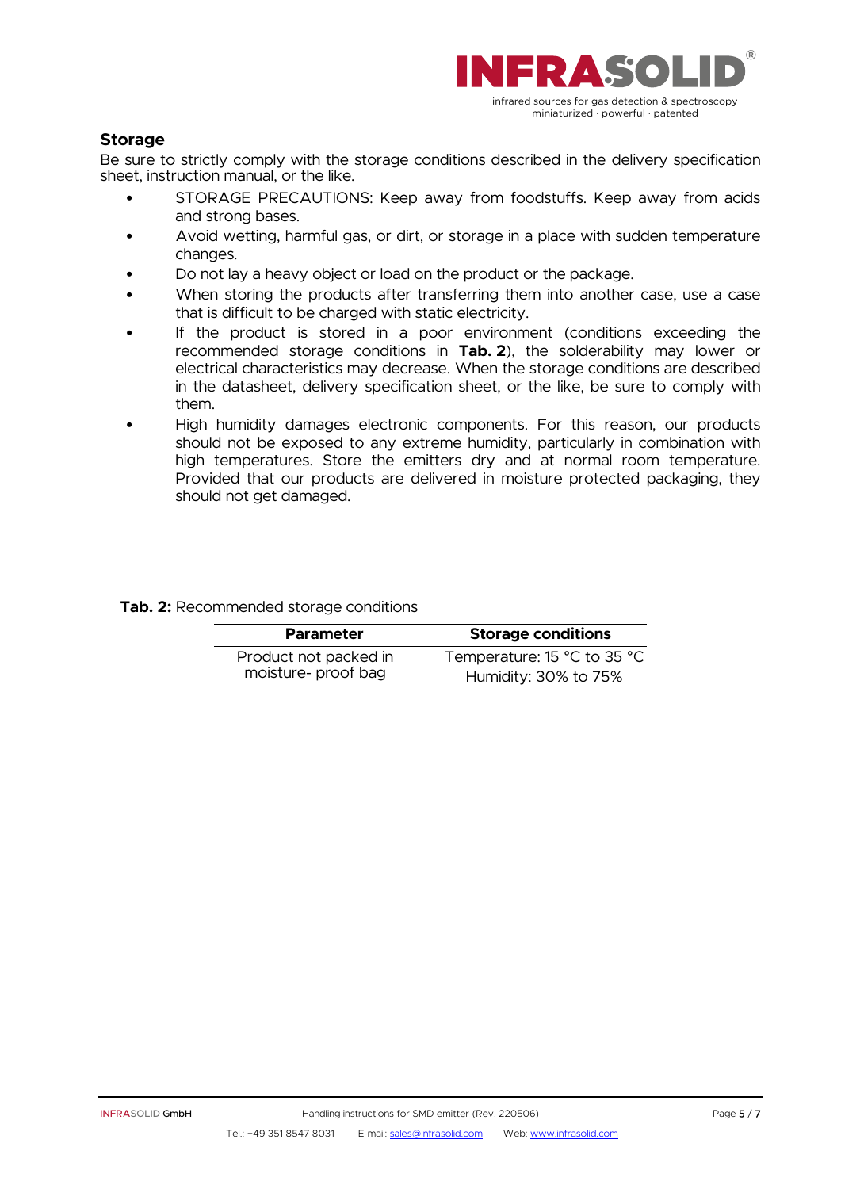## Storage

Be sure to strictly comply with the storage conditions described in the delivery specification sheet, instruction manual, or the like.

- STORAGE PRECAUTIONS: Keep away from foodstuffs. Keep away from acids and strong bases.
- Avoid wetting, harmful gas, or dirt, or storage in a place with sudden temperature changes.
- Do not lay a heavy object or load on the product or the package.
- When storing the products after transferring them into another case, use a case that is difficult to be charged with static electricity.
- If the product is stored in a poor environment (conditions exceeding the recommended storage conditions in **Tab. 2**), the solderability may lower or electrical characteristics may decrease. When the storage conditions are described in the datasheet, delivery specification sheet, or the like, be sure to comply with them.
- High humidity damages electronic components. For this reason, our products should not be exposed to any extreme humidity, particularly in combination with high temperatures. Store the emitters dry and at normal room temperature. Provided that our products are delivered in moisture protected packaging, they should not get damaged.

**Tab. 2:** Recommended storage conditions

| Parameter | Storage conditions |
| --- | --- |
| Product not packed in moisture- proof bag | Temperature: 15 °C to 35 °C<br>Humidity: 30% to 75% |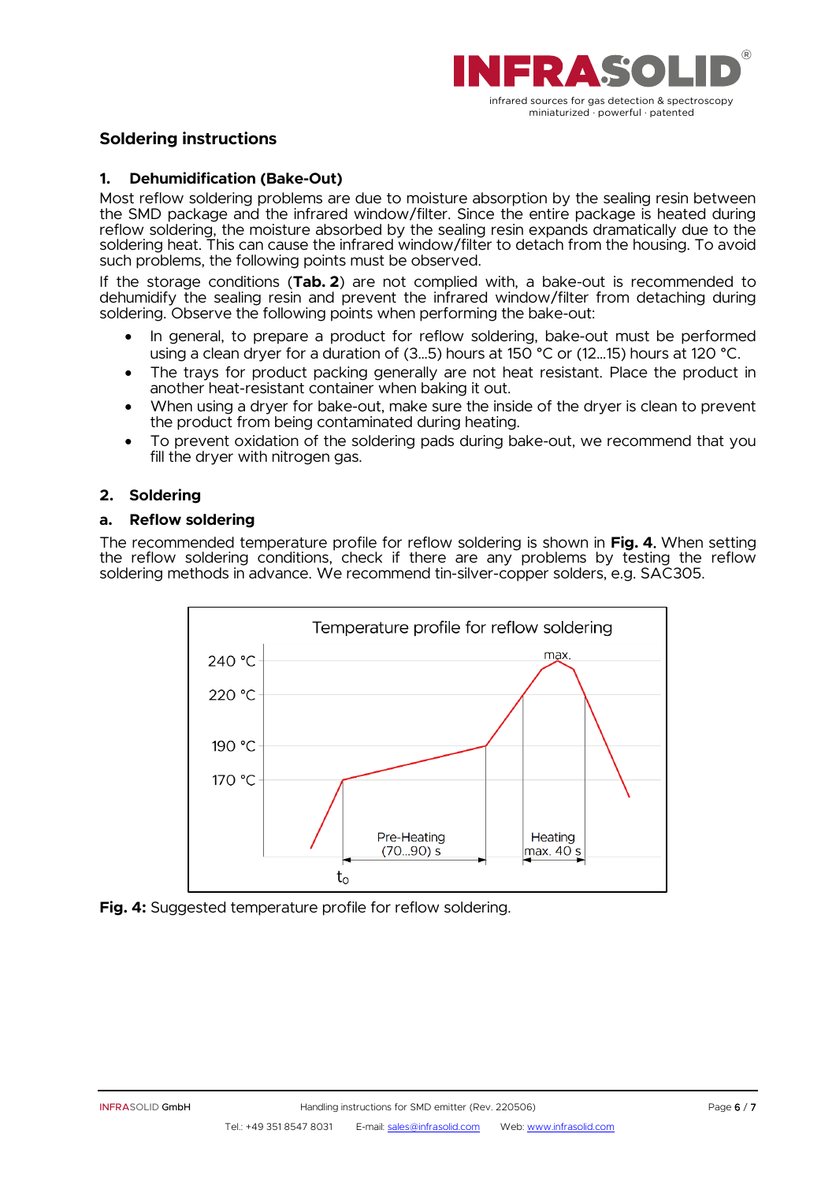## Soldering instructions

### 1. Dehumidification (Bake-Out)

Most reflow soldering problems are due to moisture absorption by the sealing resin between the SMD package and the infrared window/filter. Since the entire package is heated during reflow soldering, the moisture absorbed by the sealing resin expands dramatically due to the soldering heat. This can cause the infrared window/filter to detach from the housing. To avoid such problems, the following points must be observed.

If the storage conditions (**Tab. 2**) are not complied with, a bake-out is recommended to dehumidify the sealing resin and prevent the infrared window/filter from detaching during soldering. Observe the following points when performing the bake-out:

- In general, to prepare a product for reflow soldering, bake-out must be performed using a clean dryer for a duration of (3…5) hours at 150 °C or (12…15) hours at 120 °C.
- The trays for product packing generally are not heat resistant. Place the product in another heat-resistant container when baking it out.
- When using a dryer for bake-out, make sure the inside of the dryer is clean to prevent the product from being contaminated during heating.
- To prevent oxidation of the soldering pads during bake-out, we recommend that you fill the dryer with nitrogen gas.

### 2. Soldering

#### a. Reflow soldering

The recommended temperature profile for reflow soldering is shown in **Fig. 4.** When setting the reflow soldering conditions, check if there are any problems by testing the reflow soldering methods in advance. We recommend tin-silver-copper solders, e.g. SAC305.

**Fig. 4:** Suggested temperature profile for reflow soldering.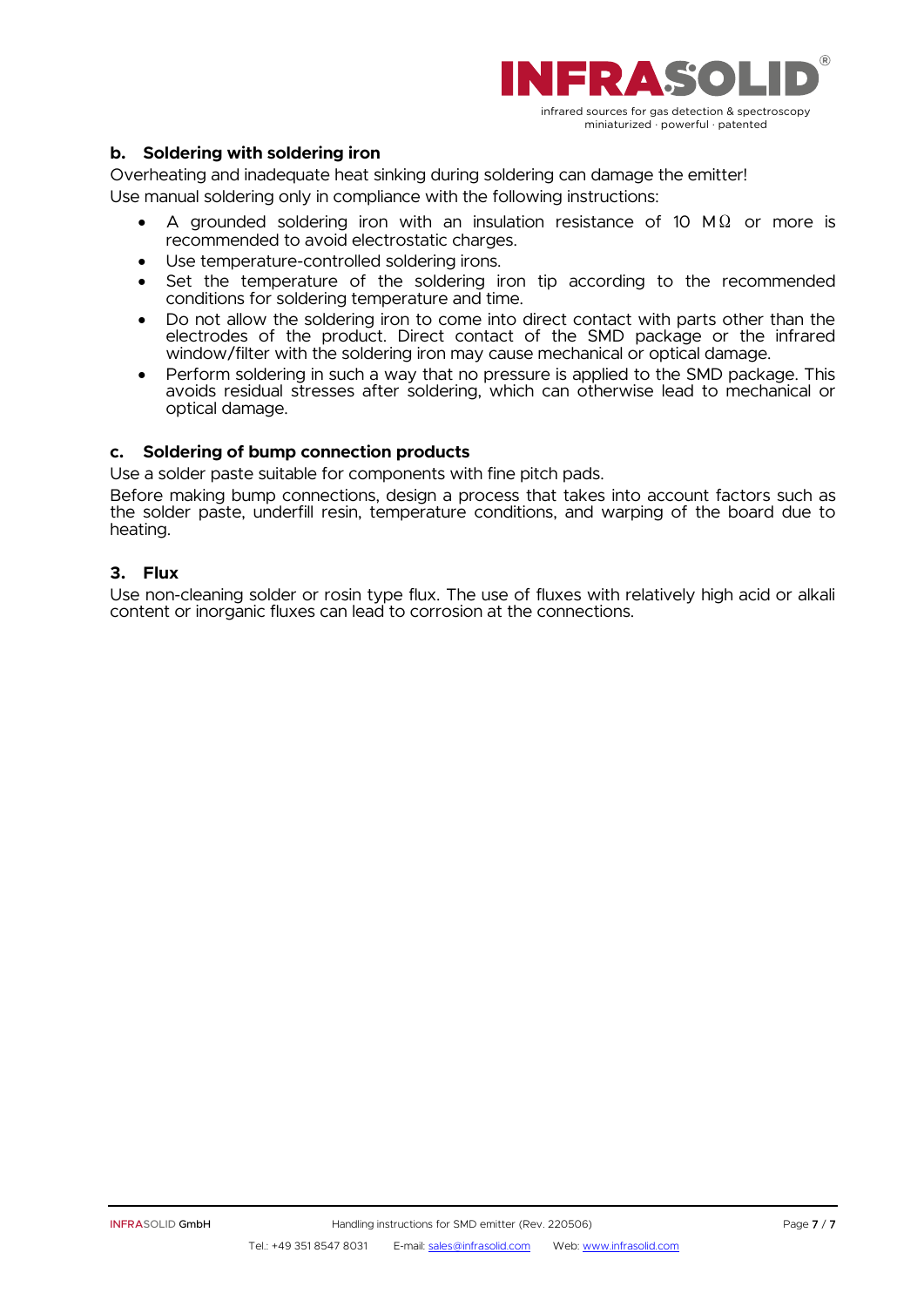### b. Soldering with soldering iron

Overheating and inadequate heat sinking during soldering can damage the emitter!

Use manual soldering only in compliance with the following instructions:

- A grounded soldering iron with an insulation resistance of 10 MΩ or more is recommended to avoid electrostatic charges.
- Use temperature-controlled soldering irons.
- Set the temperature of the soldering iron tip according to the recommended conditions for soldering temperature and time.
- Do not allow the soldering iron to come into direct contact with parts other than the electrodes of the product. Direct contact of the SMD package or the infrared window/filter with the soldering iron may cause mechanical or optical damage.
- Perform soldering in such a way that no pressure is applied to the SMD package. This avoids residual stresses after soldering, which can otherwise lead to mechanical or optical damage.

### c. Soldering of bump connection products

Use a solder paste suitable for components with fine pitch pads.

Before making bump connections, design a process that takes into account factors such as the solder paste, underfill resin, temperature conditions, and warping of the board due to heating.

## 3. Flux

Use non-cleaning solder or rosin type flux. The use of fluxes with relatively high acid or alkali content or inorganic fluxes can lead to corrosion at the connections.